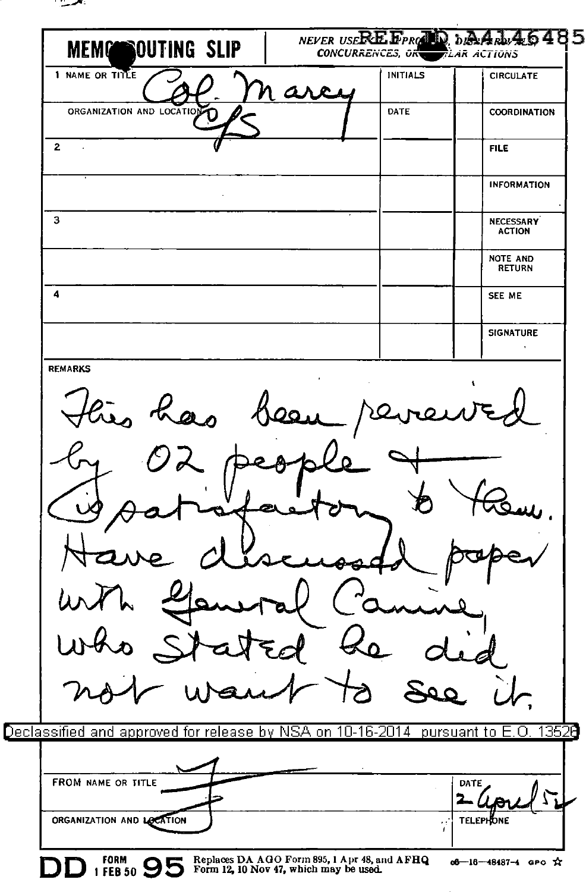REF ID:A4146485

**MEMO ROUTING SLIP**

NEVER USE FOR APPROVALS, DISAPPROVALS, CONCURRENCES, OR SIMILAR ACTIONS

| | INITIALS | | |
|---|---|---|---|
| 1 NAME OR TITLE: Col. Marcy | INITIALS | | CIRCULATE |
| ORGANIZATION AND LOCATION: C/S | DATE | | COORDINATION |
| 2 | | | FILE |
| | | | INFORMATION |
| 3 | | | NECESSARY ACTION |
| | | | NOTE AND RETURN |
| 4 | | | SEE ME |
| | | | SIGNATURE |

REMARKS

This has been reviewed by 02 people + is satisfactory to them. Have discussed paper with General Canine, who stated he did not want to see it.

Declassified and approved for release by NSA on 10-16-2014 pursuant to E.O. 13526

| | |
|---|---|
| FROM NAME OR TITLE: J | DATE: 2 April 52 |
| ORGANIZATION AND LOCATION | TELEPHONE |

DD FORM 1 FEB 50 95 Replaces DA AGO Form 895, 1 Apr 48, and AFHQ Form 12, 10 Nov 47, which may be used. 06—16—48487-4 GPO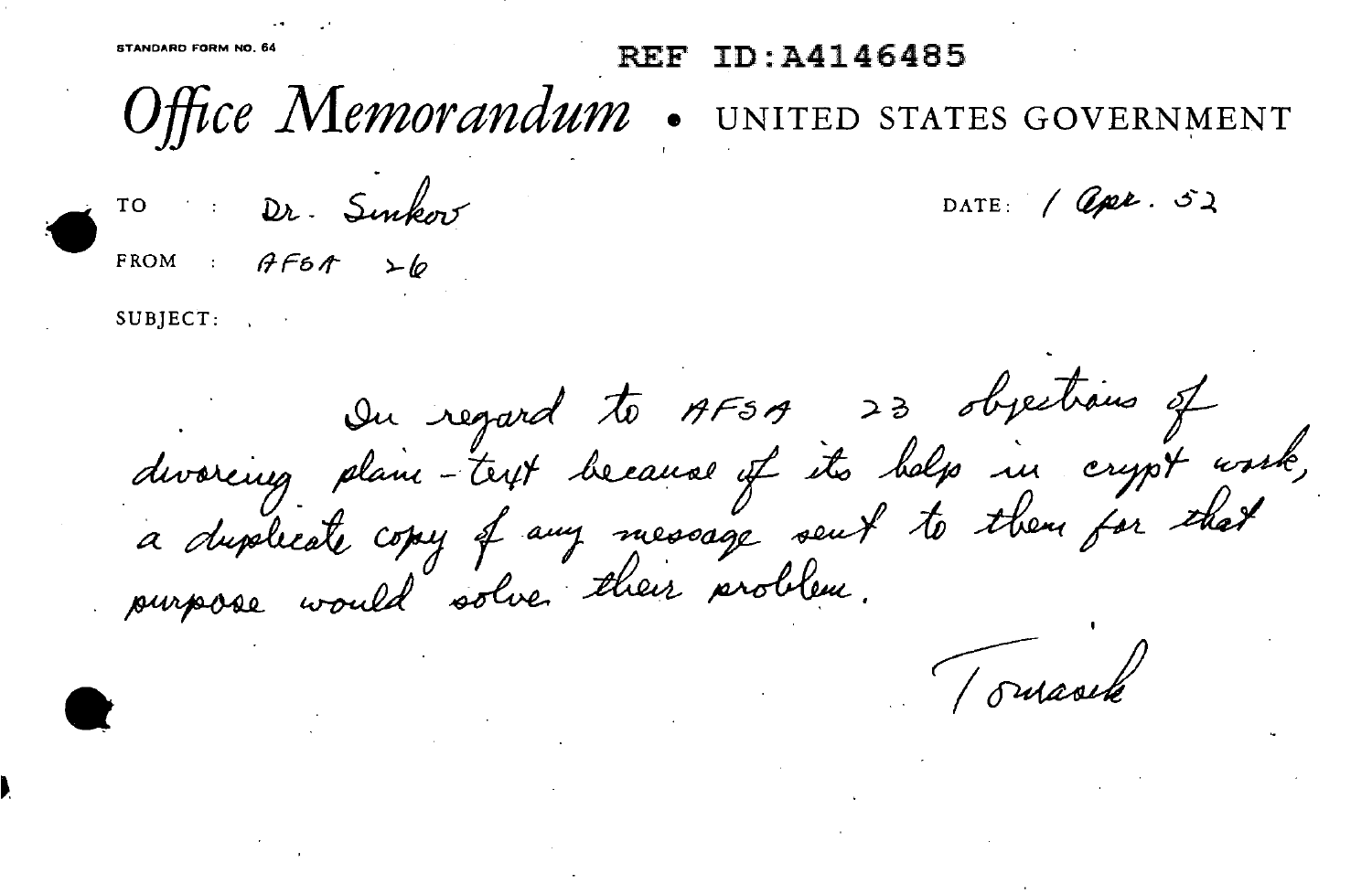STANDARD FORM NO. 64

REF ID:A4146485

# Office Memorandum • UNITED STATES GOVERNMENT

TO : Dr. Sinkov

DATE: 1 Apr. 52

FROM : AFSA 26

SUBJECT:

In regard to AFSA 23 objections of divorcing plain-text because of its help in crypt work, a duplicate copy of any message sent to them for that purpose would solve their problem.

Tomasek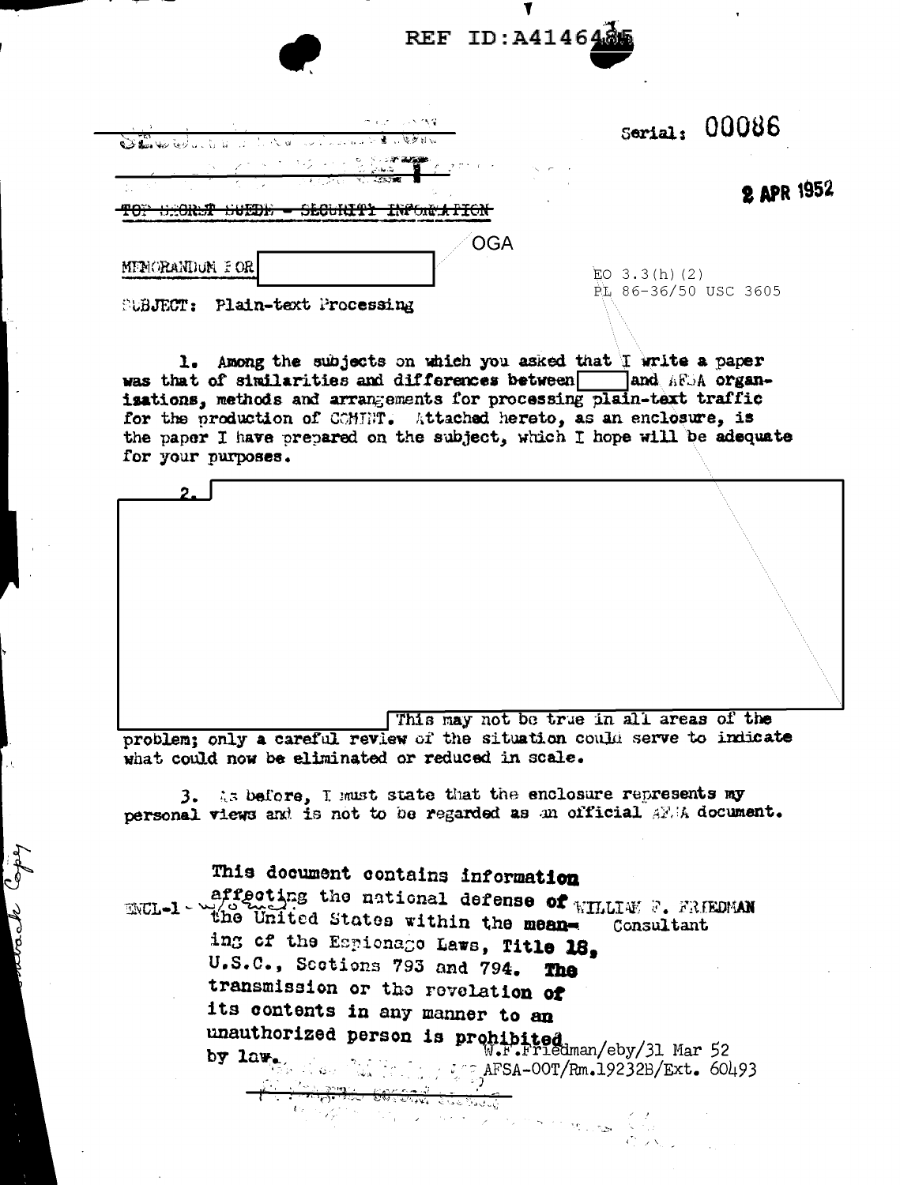REF ID:A414648

Serial: 00086

2 APR 1952

~~TOP SECRET SUEDE - SECURITY INFORMATION~~

OGA

MEMORANDUM FOR [ ]

EO 3.3(h)(2)
PL 86-36/50 USC 3605

SUBJECT: Plain-text Processing

1. Among the subjects on which you asked that I write a paper was that of similarities and differences between [ ] and AFSA organizations, methods and arrangements for processing plain-text traffic for the production of COMINT. Attached hereto, as an enclosure, is the paper I have prepared on the subject, which I hope will be adequate for your purposes.

2. [ ]

[ ] This may not be true in all areas of the problem; only a careful review of the situation could serve to indicate what could now be eliminated or reduced in scale.

3. As before, I must state that the enclosure represents my personal views and is not to be regarded as an official AFSA document.

ENCL-1 - w/o encl.

WILLIAM F. FRIEDMAN
Consultant

**This document contains information affecting the national defense of the United States within the meaning of the Espionage Laws, Title 18, U.S.C., Sections 793 and 794. The transmission or the revelation of its contents in any manner to an unauthorized person is prohibited by law.**

W.F.Friedman/eby/31 Mar 52
AFSA-00T/Rm.19232B/Ext. 60493

Outback Copy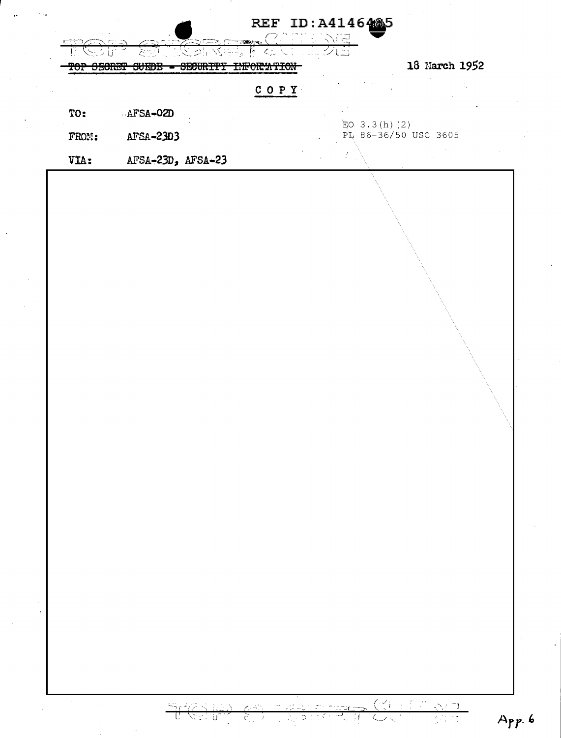REF ID:A4146485

TOP SECRET SUEDE

~~TOP SECRET SUEDE - SECURITY INFORMATION~~

18 March 1952

COPY

TO: AFSA-02D

FROM: AFSA-23D3

VIA: AFSA-23D, AFSA-23

EO 3.3(h)(2)
PL 86-36/50 USC 3605

TOP SECRET SUEDE

App. 6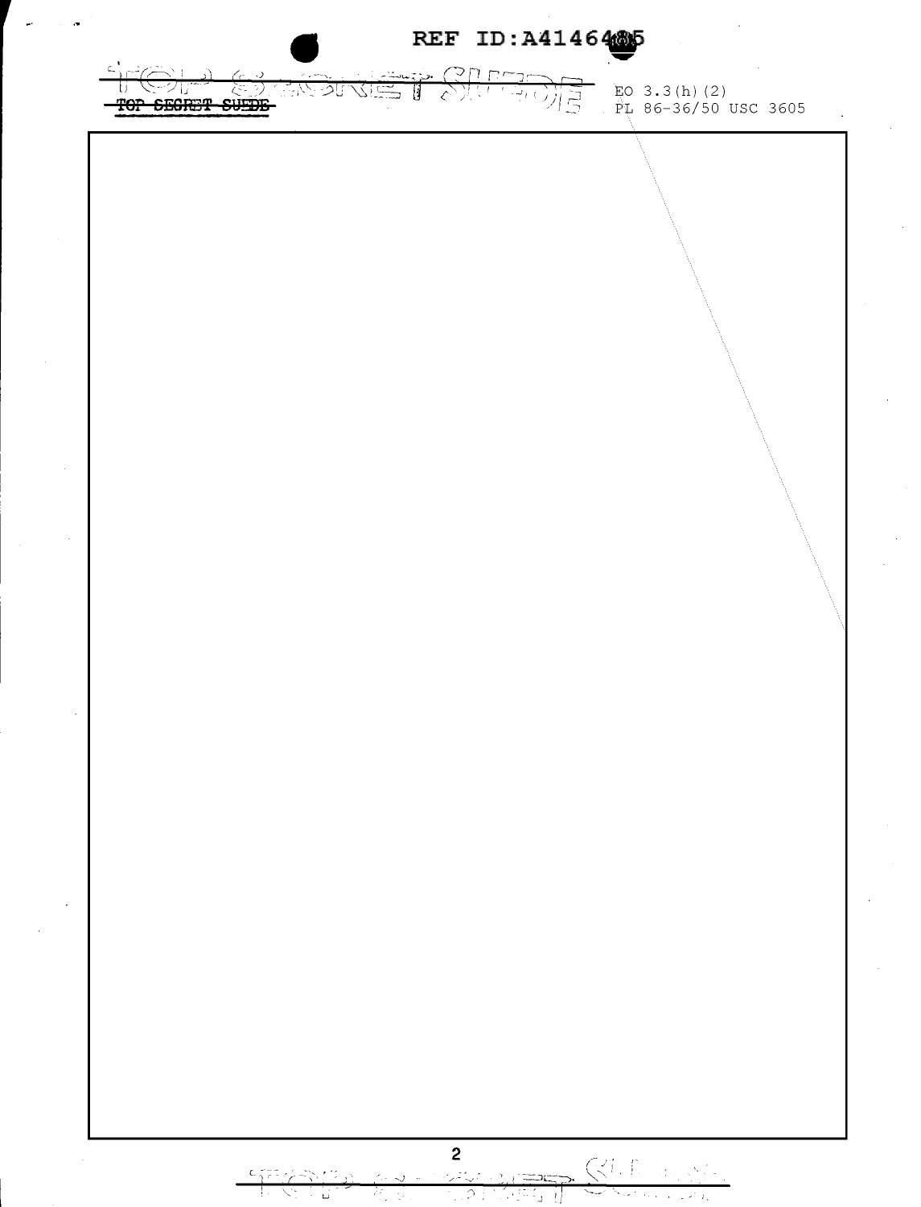EO 3.3(h)(2)
PL 86-36/50 USC 3605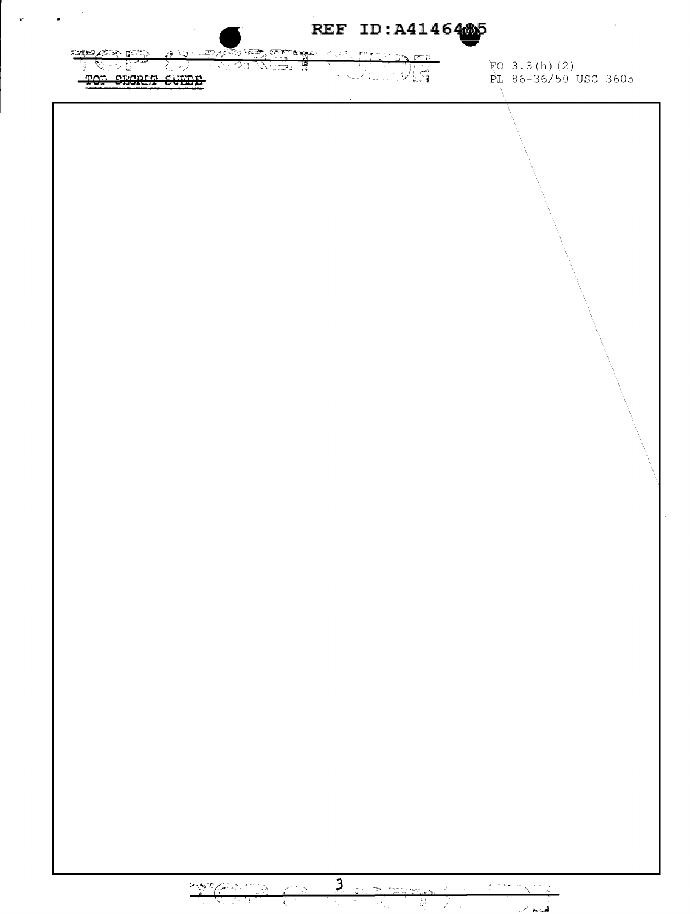TOP SECRET SUEDE

EO 3.3(h)(2)
PL 86-36/50 USC 3605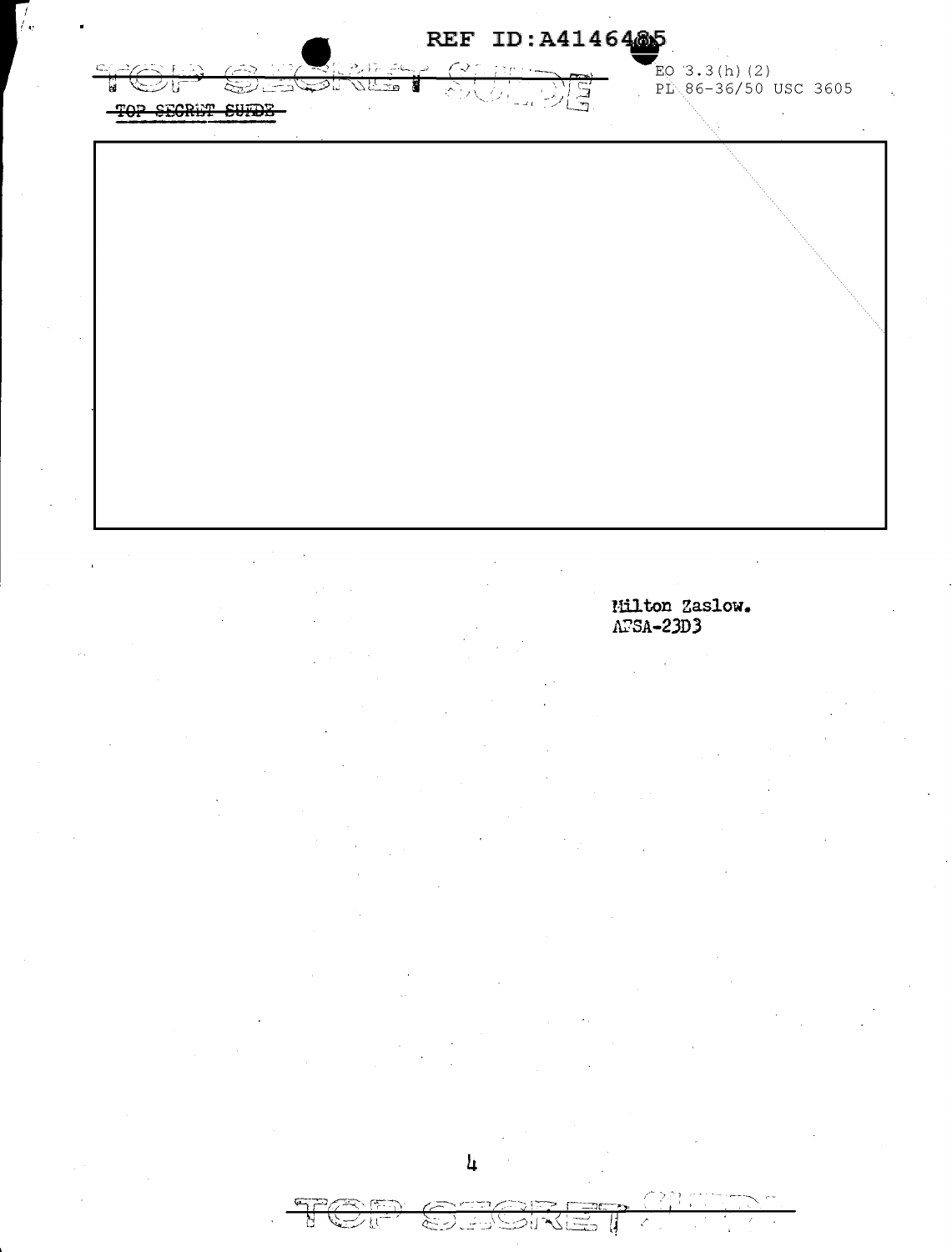TOP SECRET SUEDE

EO 3.3(h)(2)
PL 86-36/50 USC 3605

Milton Zaslow.
AFSA-23D3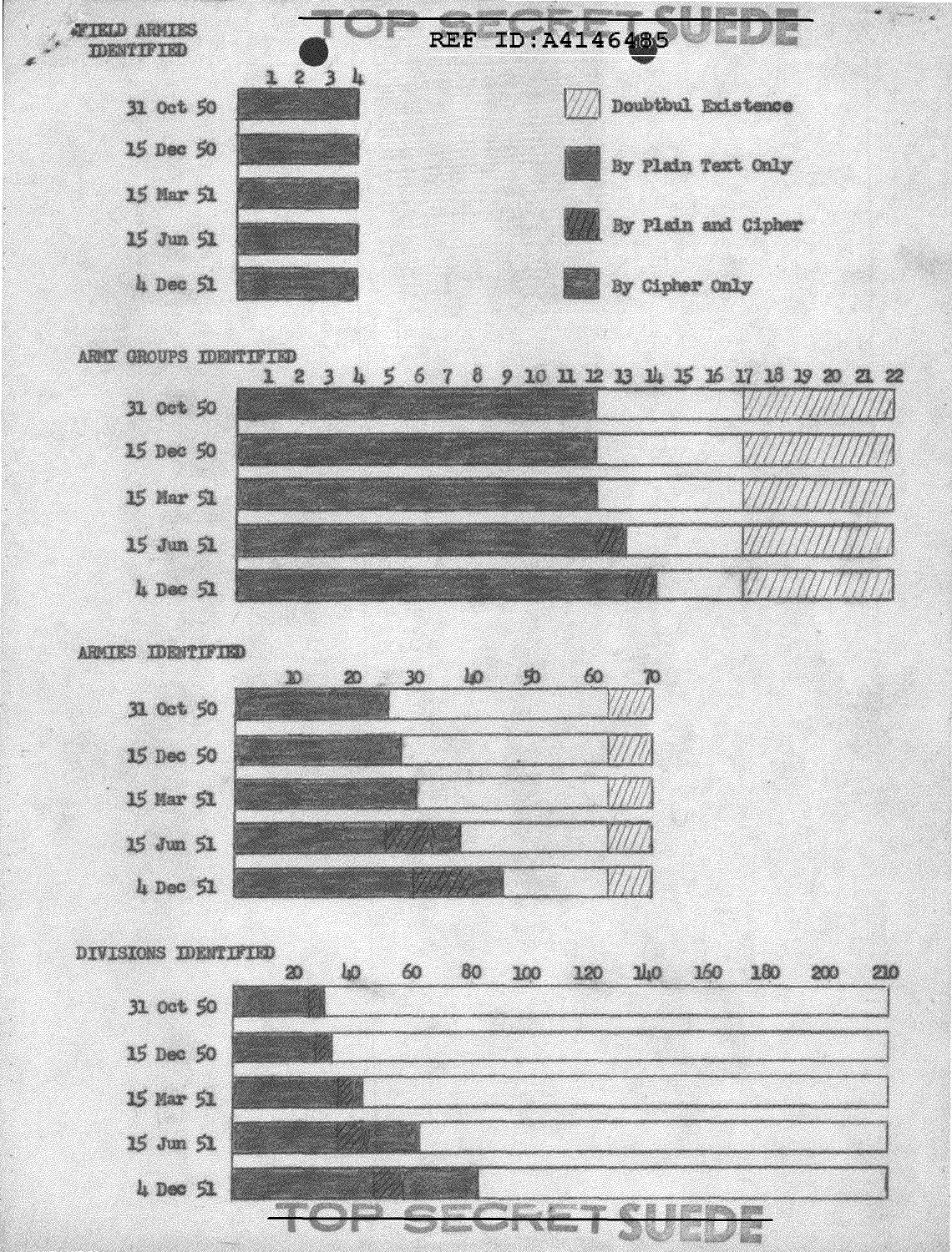REF ID:A4146485

TOP SECRET SUEDE

*FIELD ARMIES IDENTIFIED

1 2 3 4

31 Oct 50

15 Dec 50

15 Mar 51

15 Jun 51

4 Dec 51

Doubtbul Existence

By Plain Text Only

By Plain and Cipher

By Cipher Only

ARMY GROUPS IDENTIFIED

1 2 3 4 5 6 7 8 9 10 11 12 13 14 15 16 17 18 19 20 21 22

31 Oct 50

15 Dec 50

15 Mar 51

15 Jun 51

4 Dec 51

ARMIES IDENTIFIED

10 20 30 40 50 60 70

31 Oct 50

15 Dec 50

15 Mar 51

15 Jun 51

4 Dec 51

DIVISIONS IDENTIFIED

20 40 60 80 100 120 140 160 180 200 210

31 Oct 50

15 Dec 50

15 Mar 51

15 Jun 51

4 Dec 51

TOP SECRET SUEDE